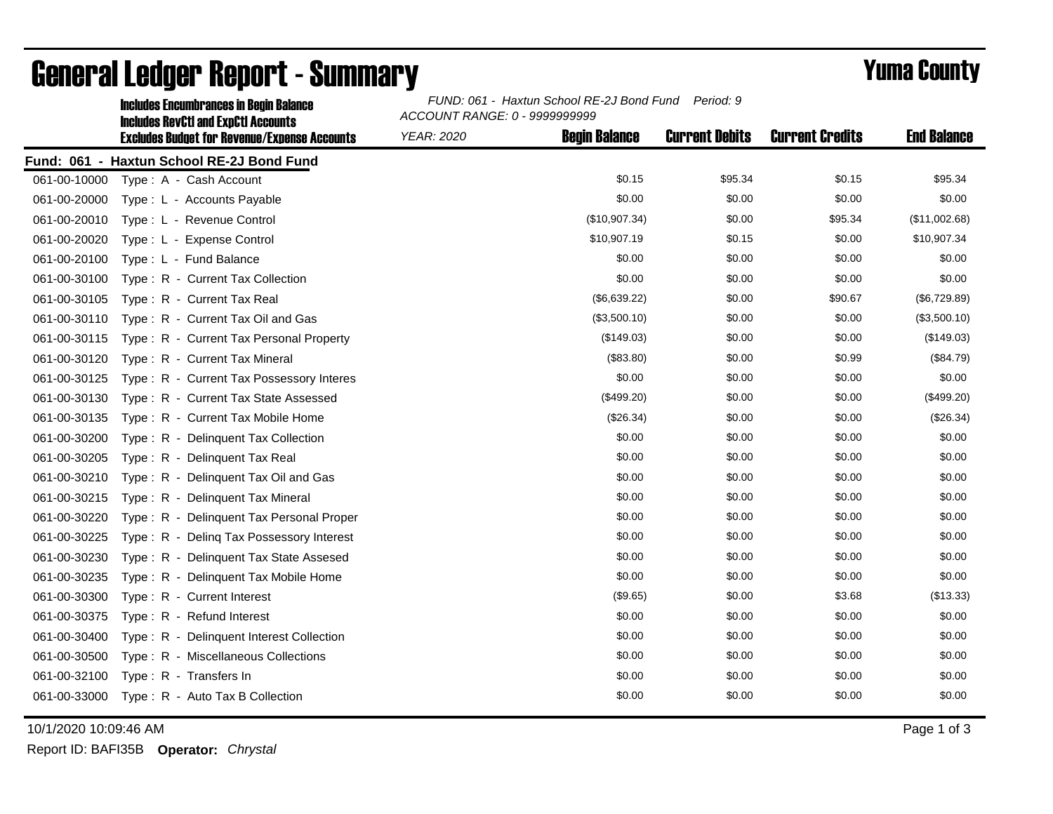# General Ledger Report - Summary

## Yuma County

**Includes Encumbrances in Begin Balance**
**Includes RevCtl and ExpCtl Accounts**
**Excludes Budget for Revenue/Expense Accounts**

*FUND: 061 - Haxtun School RE-2J Bond Fund Period: 9*
*ACCOUNT RANGE: 0 - 9999999999*
*YEAR: 2020*

**Fund: 061 - Haxtun School RE-2J Bond Fund**

| Account | Description | Begin Balance | Current Debits | Current Credits | End Balance |
|---|---|---|---|---|---|
| 061-00-10000 | Type : A - Cash Account | $0.15 | $95.34 | $0.15 | $95.34 |
| 061-00-20000 | Type : L - Accounts Payable | $0.00 | $0.00 | $0.00 | $0.00 |
| 061-00-20010 | Type : L - Revenue Control | ($10,907.34) | $0.00 | $95.34 | ($11,002.68) |
| 061-00-20020 | Type : L - Expense Control | $10,907.19 | $0.15 | $0.00 | $10,907.34 |
| 061-00-20100 | Type : L - Fund Balance | $0.00 | $0.00 | $0.00 | $0.00 |
| 061-00-30100 | Type : R - Current Tax Collection | $0.00 | $0.00 | $0.00 | $0.00 |
| 061-00-30105 | Type : R - Current Tax Real | ($6,639.22) | $0.00 | $90.67 | ($6,729.89) |
| 061-00-30110 | Type : R - Current Tax Oil and Gas | ($3,500.10) | $0.00 | $0.00 | ($3,500.10) |
| 061-00-30115 | Type : R - Current Tax Personal Property | ($149.03) | $0.00 | $0.00 | ($149.03) |
| 061-00-30120 | Type : R - Current Tax Mineral | ($83.80) | $0.00 | $0.99 | ($84.79) |
| 061-00-30125 | Type : R - Current Tax Possessory Interes | $0.00 | $0.00 | $0.00 | $0.00 |
| 061-00-30130 | Type : R - Current Tax State Assessed | ($499.20) | $0.00 | $0.00 | ($499.20) |
| 061-00-30135 | Type : R - Current Tax Mobile Home | ($26.34) | $0.00 | $0.00 | ($26.34) |
| 061-00-30200 | Type : R - Delinquent Tax Collection | $0.00 | $0.00 | $0.00 | $0.00 |
| 061-00-30205 | Type : R - Delinquent Tax Real | $0.00 | $0.00 | $0.00 | $0.00 |
| 061-00-30210 | Type : R - Delinquent Tax Oil and Gas | $0.00 | $0.00 | $0.00 | $0.00 |
| 061-00-30215 | Type : R - Delinquent Tax Mineral | $0.00 | $0.00 | $0.00 | $0.00 |
| 061-00-30220 | Type : R - Delinquent Tax Personal Proper | $0.00 | $0.00 | $0.00 | $0.00 |
| 061-00-30225 | Type : R - Delinq Tax Possessory Interest | $0.00 | $0.00 | $0.00 | $0.00 |
| 061-00-30230 | Type : R - Delinquent Tax State Assesed | $0.00 | $0.00 | $0.00 | $0.00 |
| 061-00-30235 | Type : R - Delinquent Tax Mobile Home | $0.00 | $0.00 | $0.00 | $0.00 |
| 061-00-30300 | Type : R - Current Interest | ($9.65) | $0.00 | $3.68 | ($13.33) |
| 061-00-30375 | Type : R - Refund Interest | $0.00 | $0.00 | $0.00 | $0.00 |
| 061-00-30400 | Type : R - Delinquent Interest Collection | $0.00 | $0.00 | $0.00 | $0.00 |
| 061-00-30500 | Type : R - Miscellaneous Collections | $0.00 | $0.00 | $0.00 | $0.00 |
| 061-00-32100 | Type : R - Transfers In | $0.00 | $0.00 | $0.00 | $0.00 |
| 061-00-33000 | Type : R - Auto Tax B Collection | $0.00 | $0.00 | $0.00 | $0.00 |

10/1/2020 10:09:46 AM

Report ID: BAFI35B **Operator:** *Chrystal*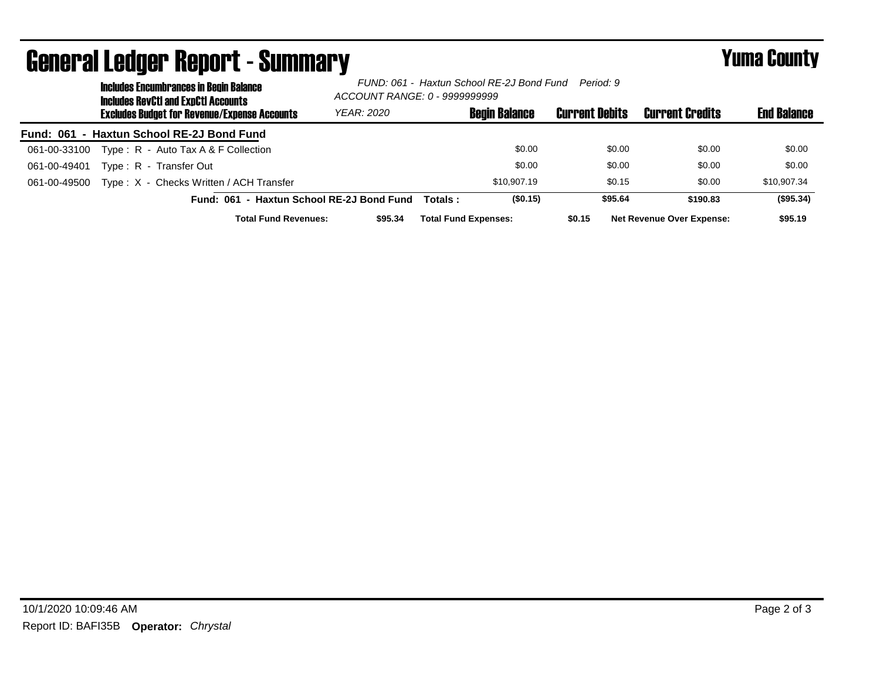# General Ledger Report - Summary

**Yuma County**

**Includes Encumbrances in Begin Balance**
**Includes RevCtl and ExpCtl Accounts**
**Excludes Budget for Revenue/Expense Accounts**

*FUND: 061 - Haxtun School RE-2J Bond Fund Period: 9*
*ACCOUNT RANGE: 0 - 9999999999*
*YEAR: 2020*

**Fund: 061 - Haxtun School RE-2J Bond Fund**

| Account | Description | Begin Balance | Current Debits | Current Credits | End Balance |
|---|---|---|---|---|---|
| 061-00-33100 | Type : R - Auto Tax A & F Collection | $0.00 | $0.00 | $0.00 | $0.00 |
| 061-00-49401 | Type : R - Transfer Out | $0.00 | $0.00 | $0.00 | $0.00 |
| 061-00-49500 | Type : X - Checks Written / ACH Transfer | $10,907.19 | $0.15 | $0.00 | $10,907.34 |
| | **Fund: 061 - Haxtun School RE-2J Bond Fund Totals :** | **($0.15)** | **$95.64** | **$190.83** | **($95.34)** |

**Total Fund Revenues:** **$95.34** **Total Fund Expenses:** **$0.15** **Net Revenue Over Expense:** **$95.19**

10/1/2020 10:09:46 AM

Report ID: BAFI35B **Operator:** *Chrystal*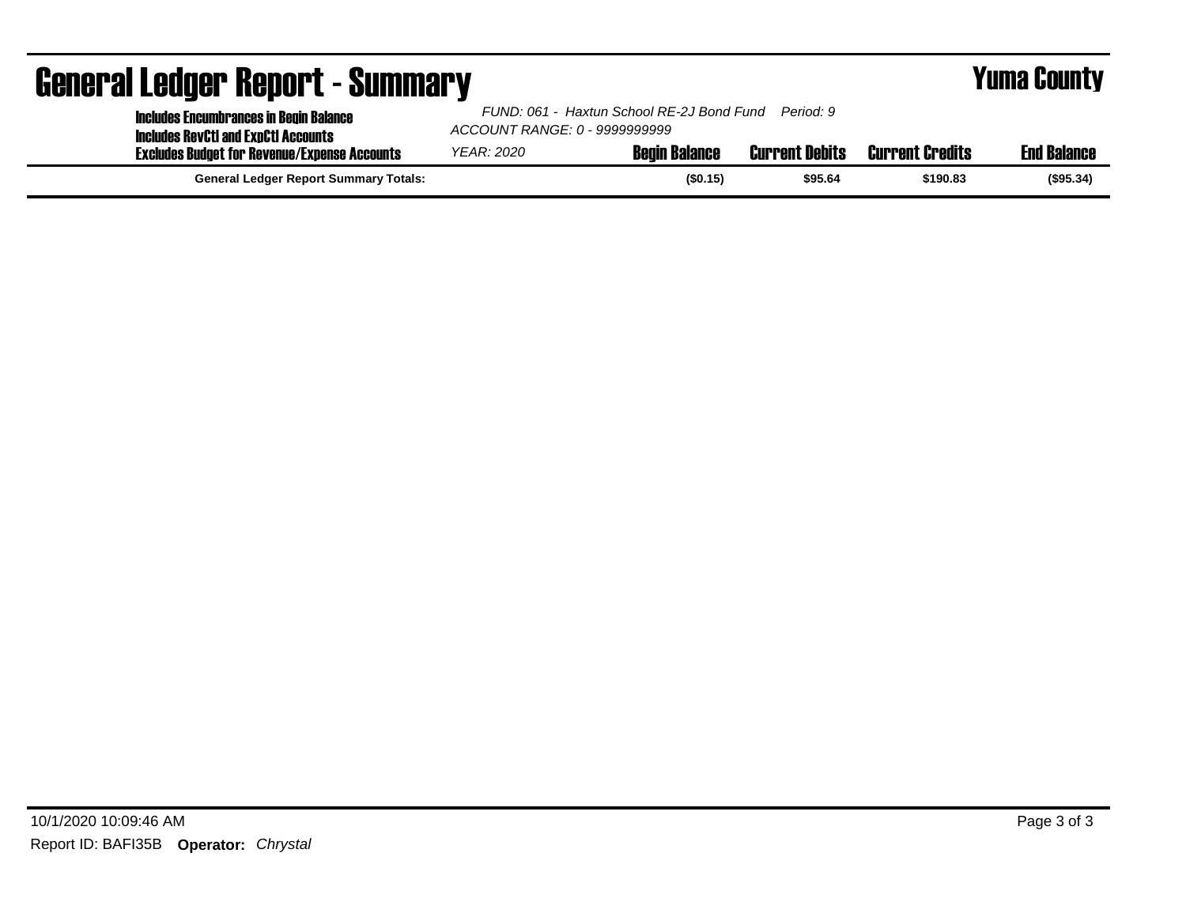# General Ledger Report - Summary

**Yuma County**

Includes Encumbrances in Begin Balance
Includes RevCtl and ExpCtl Accounts
Excludes Budget for Revenue/Expense Accounts

*FUND: 061 - Haxtun School RE-2J Bond Fund    Period: 9*
*ACCOUNT RANGE: 0 - 9999999999*
*YEAR: 2020*

| | Begin Balance | Current Debits | Current Credits | End Balance |
|---|---|---|---|---|
| **General Ledger Report Summary Totals:** | **($0.15)** | **$95.64** | **$190.83** | **($95.34)** |

10/1/2020 10:09:46 AM

Report ID: BAFI35B **Operator:** *Chrystal*